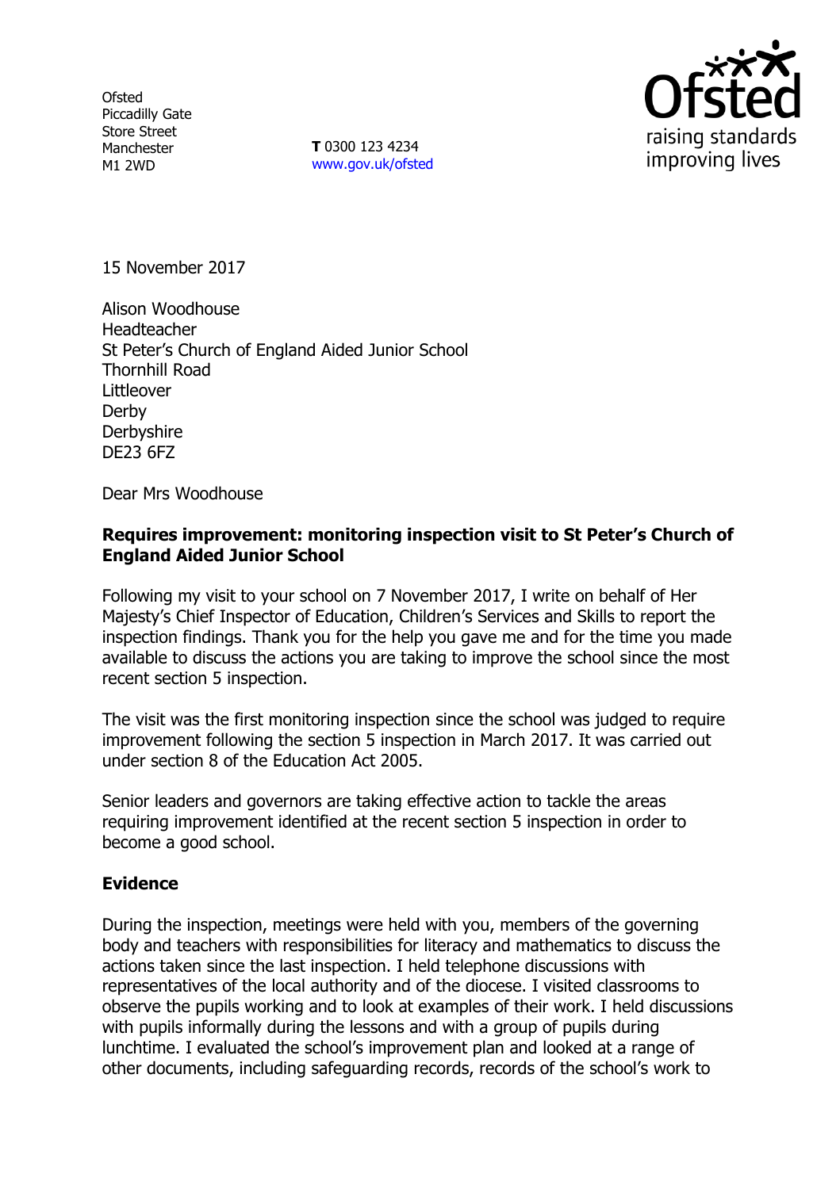Ofsted
Piccadilly Gate
Store Street
Manchester
M1 2WD

**T** 0300 123 4234
www.gov.uk/ofsted

15 November 2017

Alison Woodhouse
Headteacher
St Peter's Church of England Aided Junior School
Thornhill Road
Littleover
Derby
Derbyshire
DE23 6FZ

Dear Mrs Woodhouse

**Requires improvement: monitoring inspection visit to St Peter's Church of England Aided Junior School**

Following my visit to your school on 7 November 2017, I write on behalf of Her Majesty's Chief Inspector of Education, Children's Services and Skills to report the inspection findings. Thank you for the help you gave me and for the time you made available to discuss the actions you are taking to improve the school since the most recent section 5 inspection.

The visit was the first monitoring inspection since the school was judged to require improvement following the section 5 inspection in March 2017. It was carried out under section 8 of the Education Act 2005.

Senior leaders and governors are taking effective action to tackle the areas requiring improvement identified at the recent section 5 inspection in order to become a good school.

## Evidence

During the inspection, meetings were held with you, members of the governing body and teachers with responsibilities for literacy and mathematics to discuss the actions taken since the last inspection. I held telephone discussions with representatives of the local authority and of the diocese. I visited classrooms to observe the pupils working and to look at examples of their work. I held discussions with pupils informally during the lessons and with a group of pupils during lunchtime. I evaluated the school's improvement plan and looked at a range of other documents, including safeguarding records, records of the school's work to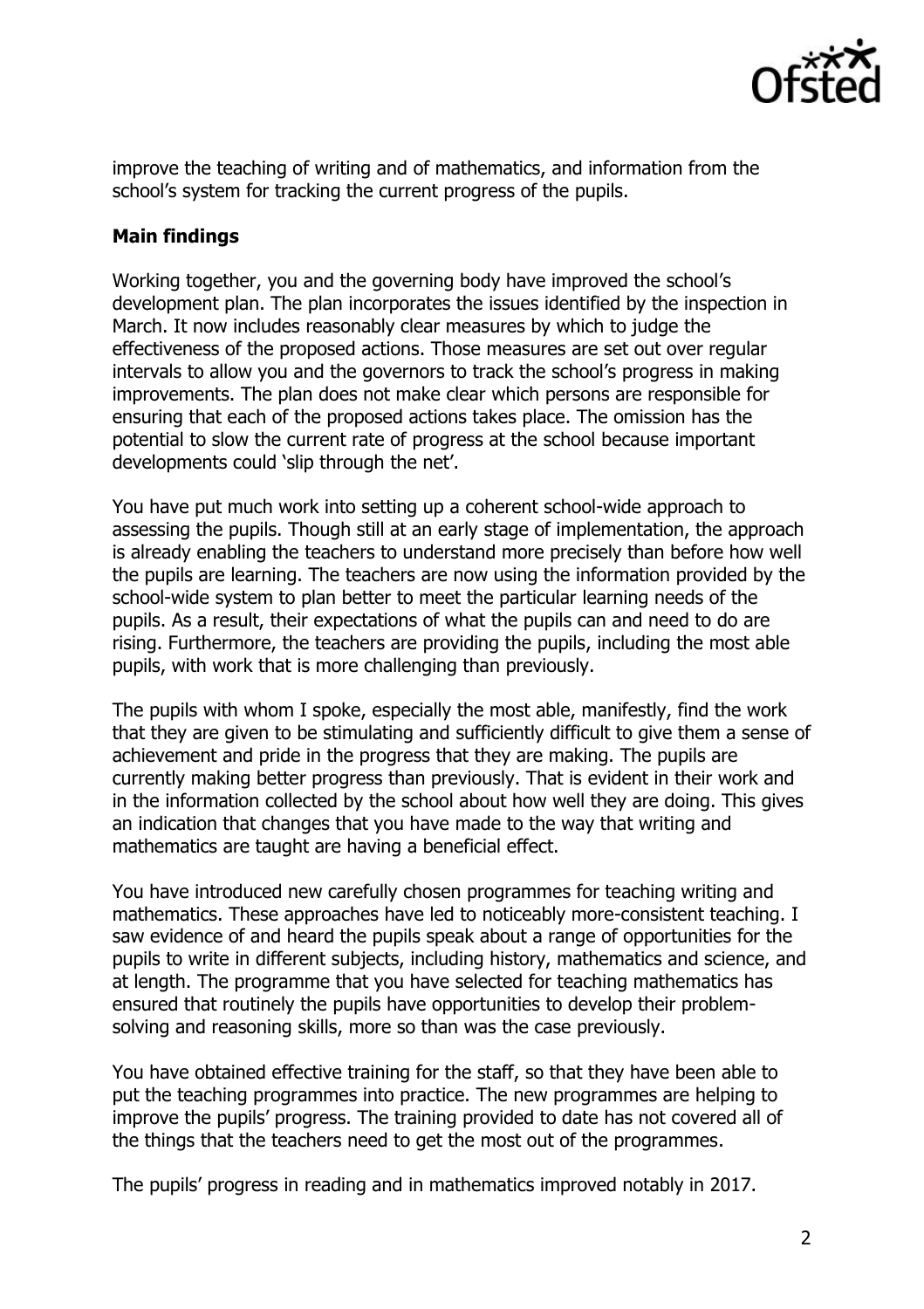improve the teaching of writing and of mathematics, and information from the school's system for tracking the current progress of the pupils.

**Main findings**

Working together, you and the governing body have improved the school's development plan. The plan incorporates the issues identified by the inspection in March. It now includes reasonably clear measures by which to judge the effectiveness of the proposed actions. Those measures are set out over regular intervals to allow you and the governors to track the school's progress in making improvements. The plan does not make clear which persons are responsible for ensuring that each of the proposed actions takes place. The omission has the potential to slow the current rate of progress at the school because important developments could 'slip through the net'.

You have put much work into setting up a coherent school-wide approach to assessing the pupils. Though still at an early stage of implementation, the approach is already enabling the teachers to understand more precisely than before how well the pupils are learning. The teachers are now using the information provided by the school-wide system to plan better to meet the particular learning needs of the pupils. As a result, their expectations of what the pupils can and need to do are rising. Furthermore, the teachers are providing the pupils, including the most able pupils, with work that is more challenging than previously.

The pupils with whom I spoke, especially the most able, manifestly, find the work that they are given to be stimulating and sufficiently difficult to give them a sense of achievement and pride in the progress that they are making. The pupils are currently making better progress than previously. That is evident in their work and in the information collected by the school about how well they are doing. This gives an indication that changes that you have made to the way that writing and mathematics are taught are having a beneficial effect.

You have introduced new carefully chosen programmes for teaching writing and mathematics. These approaches have led to noticeably more-consistent teaching. I saw evidence of and heard the pupils speak about a range of opportunities for the pupils to write in different subjects, including history, mathematics and science, and at length. The programme that you have selected for teaching mathematics has ensured that routinely the pupils have opportunities to develop their problem-solving and reasoning skills, more so than was the case previously.

You have obtained effective training for the staff, so that they have been able to put the teaching programmes into practice. The new programmes are helping to improve the pupils' progress. The training provided to date has not covered all of the things that the teachers need to get the most out of the programmes.

The pupils' progress in reading and in mathematics improved notably in 2017.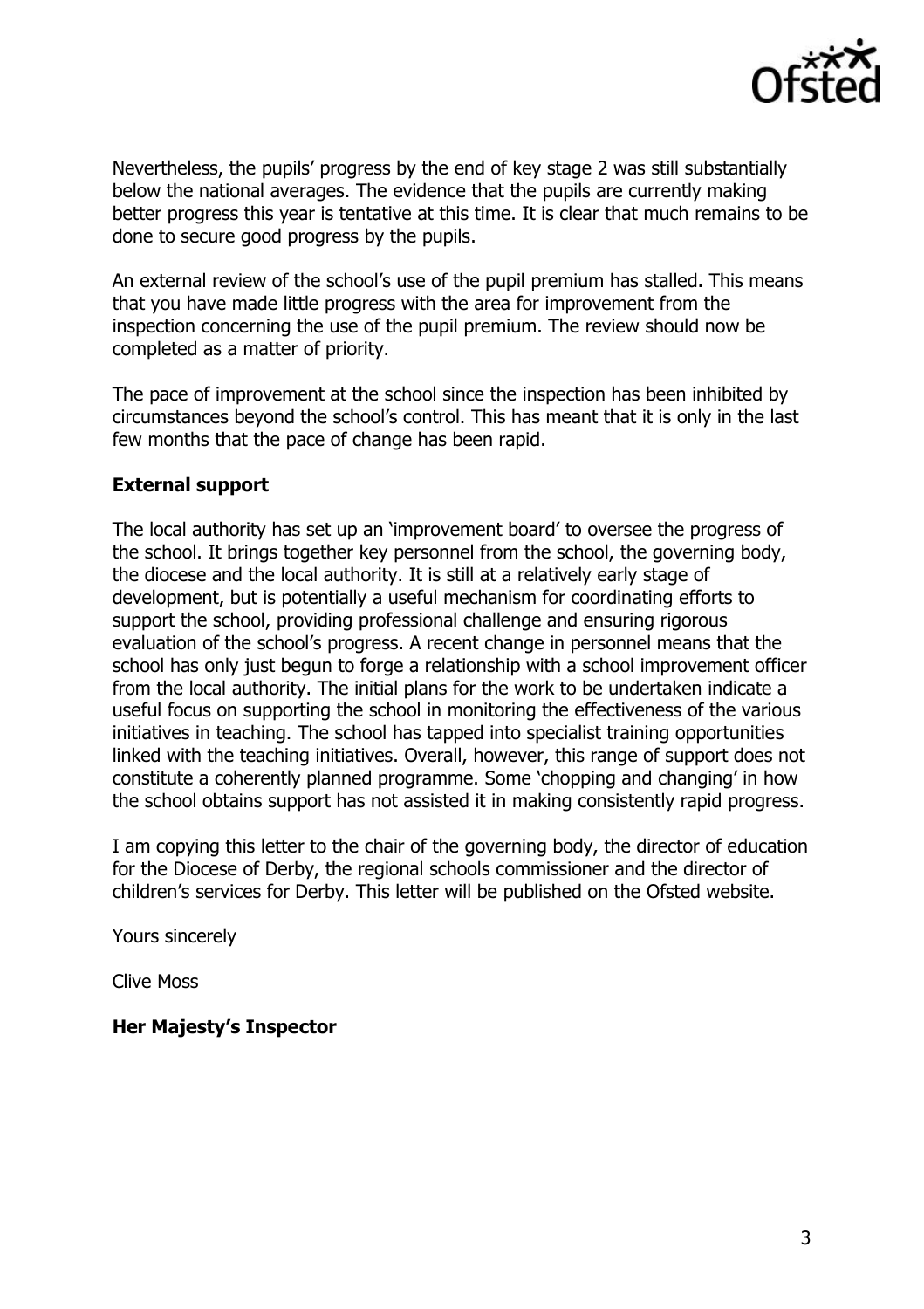Nevertheless, the pupils' progress by the end of key stage 2 was still substantially below the national averages. The evidence that the pupils are currently making better progress this year is tentative at this time. It is clear that much remains to be done to secure good progress by the pupils.

An external review of the school's use of the pupil premium has stalled. This means that you have made little progress with the area for improvement from the inspection concerning the use of the pupil premium. The review should now be completed as a matter of priority.

The pace of improvement at the school since the inspection has been inhibited by circumstances beyond the school's control. This has meant that it is only in the last few months that the pace of change has been rapid.

**External support**

The local authority has set up an 'improvement board' to oversee the progress of the school. It brings together key personnel from the school, the governing body, the diocese and the local authority. It is still at a relatively early stage of development, but is potentially a useful mechanism for coordinating efforts to support the school, providing professional challenge and ensuring rigorous evaluation of the school's progress. A recent change in personnel means that the school has only just begun to forge a relationship with a school improvement officer from the local authority. The initial plans for the work to be undertaken indicate a useful focus on supporting the school in monitoring the effectiveness of the various initiatives in teaching. The school has tapped into specialist training opportunities linked with the teaching initiatives. Overall, however, this range of support does not constitute a coherently planned programme. Some 'chopping and changing' in how the school obtains support has not assisted it in making consistently rapid progress.

I am copying this letter to the chair of the governing body, the director of education for the Diocese of Derby, the regional schools commissioner and the director of children's services for Derby. This letter will be published on the Ofsted website.

Yours sincerely

Clive Moss

**Her Majesty's Inspector**